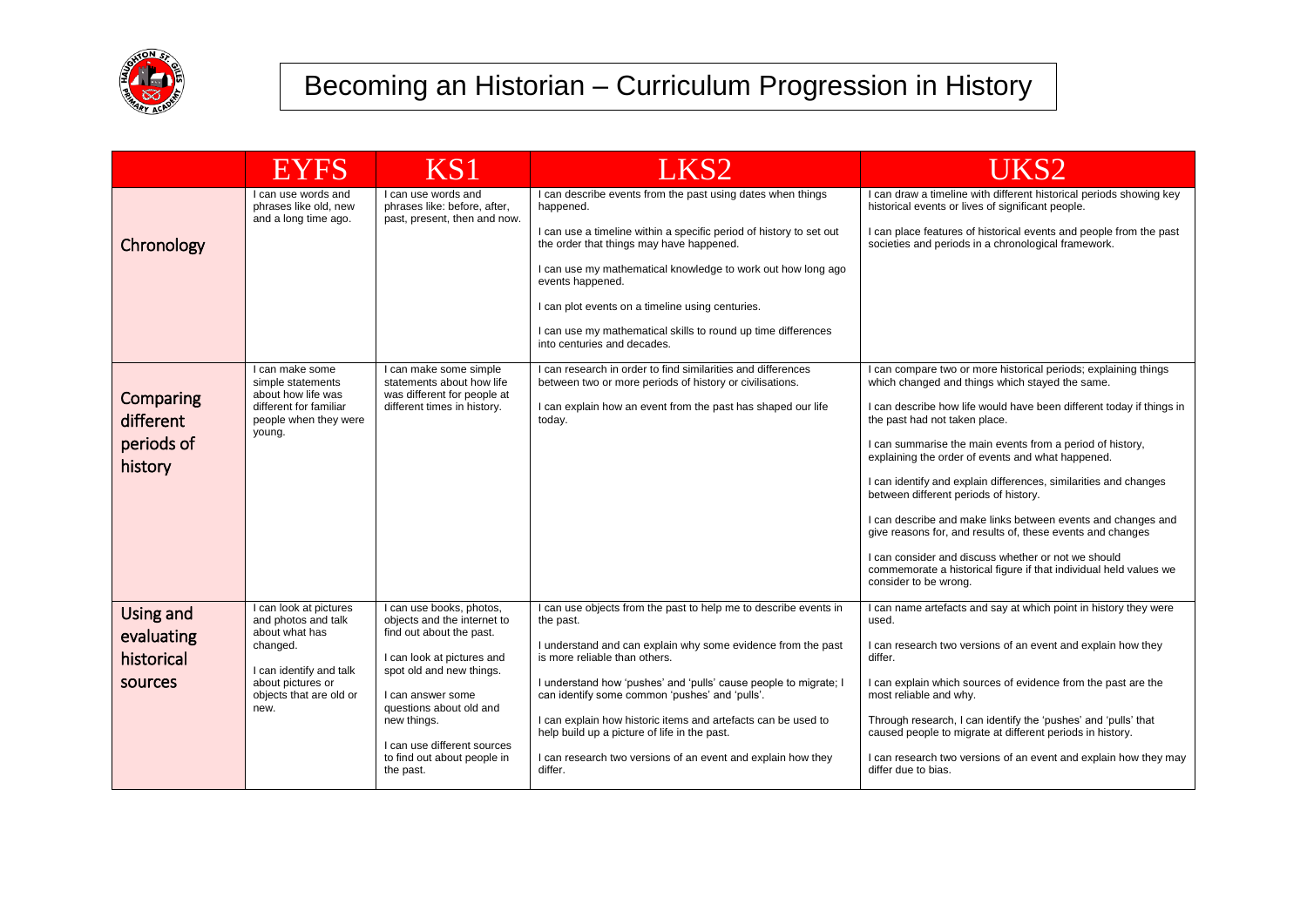# Becoming an Historian – Curriculum Progression in History

| | EYFS | KS1 | LKS2 | UKS2 |
|---|---|---|---|---|
| **Chronology** | I can use words and phrases like old, new and a long time ago. | I can use words and phrases like: before, after, past, present, then and now. | I can describe events from the past using dates when things happened.<br><br>I can use a timeline within a specific period of history to set out the order that things may have happened.<br><br>I can use my mathematical knowledge to work out how long ago events happened.<br><br>I can plot events on a timeline using centuries.<br><br>I can use my mathematical skills to round up time differences into centuries and decades. | I can draw a timeline with different historical periods showing key historical events or lives of significant people.<br><br>I can place features of historical events and people from the past societies and periods in a chronological framework. |
| **Comparing different periods of history** | I can make some simple statements about how life was different for familiar people when they were young. | I can make some simple statements about how life was different for people at different times in history. | I can research in order to find similarities and differences between two or more periods of history or civilisations.<br><br>I can explain how an event from the past has shaped our life today. | I can compare two or more historical periods; explaining things which changed and things which stayed the same.<br><br>I can describe how life would have been different today if things in the past had not taken place.<br><br>I can summarise the main events from a period of history, explaining the order of events and what happened.<br><br>I can identify and explain differences, similarities and changes between different periods of history.<br><br>I can describe and make links between events and changes and give reasons for, and results of, these events and changes<br><br>I can consider and discuss whether or not we should commemorate a historical figure if that individual held values we consider to be wrong. |
| **Using and evaluating historical sources** | I can look at pictures and photos and talk about what has changed.<br><br>I can identify and talk about pictures or objects that are old or new. | I can use books, photos, objects and the internet to find out about the past.<br><br>I can look at pictures and spot old and new things.<br><br>I can answer some questions about old and new things.<br><br>I can use different sources to find out about people in the past. | I can use objects from the past to help me to describe events in the past.<br><br>I understand and can explain why some evidence from the past is more reliable than others.<br><br>I understand how 'pushes' and 'pulls' cause people to migrate; I can identify some common 'pushes' and 'pulls'.<br><br>I can explain how historic items and artefacts can be used to help build up a picture of life in the past.<br><br>I can research two versions of an event and explain how they differ. | I can name artefacts and say at which point in history they were used.<br><br>I can research two versions of an event and explain how they differ.<br><br>I can explain which sources of evidence from the past are the most reliable and why.<br><br>Through research, I can identify the 'pushes' and 'pulls' that caused people to migrate at different periods in history.<br><br>I can research two versions of an event and explain how they may differ due to bias. |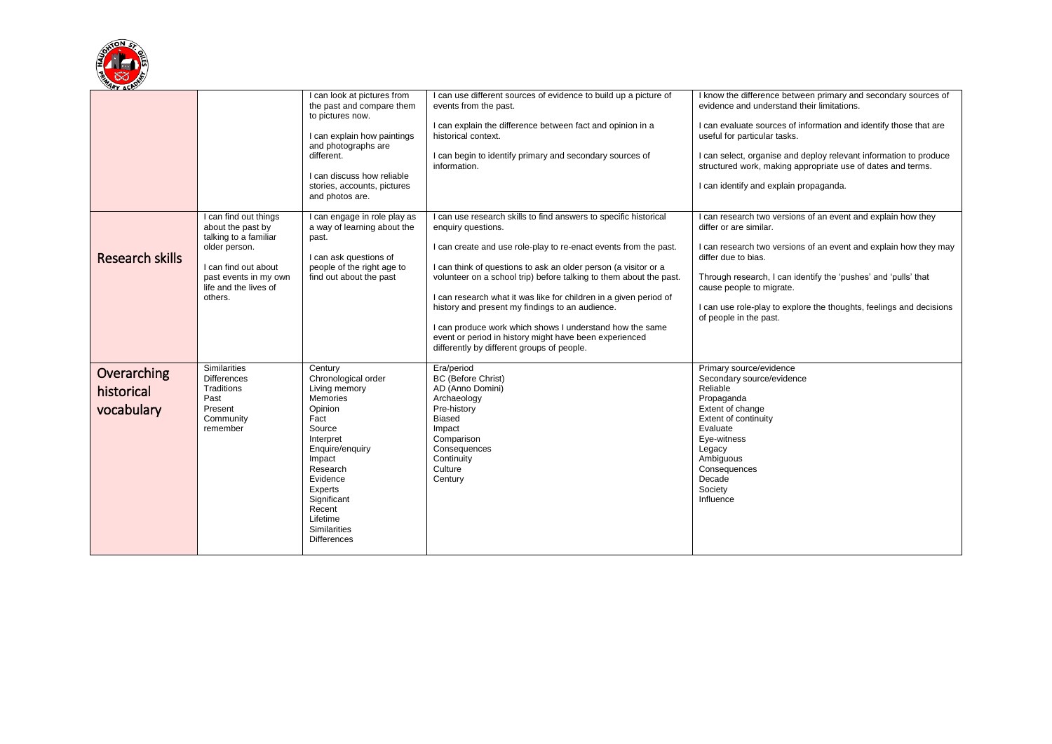| | | | | |
|---|---|---|---|---|
| | | I can look at pictures from the past and compare them to pictures now.<br><br>I can explain how paintings and photographs are different.<br><br>I can discuss how reliable stories, accounts, pictures and photos are. | I can use different sources of evidence to build up a picture of events from the past.<br><br>I can explain the difference between fact and opinion in a historical context.<br><br>I can begin to identify primary and secondary sources of information. | I know the difference between primary and secondary sources of evidence and understand their limitations.<br><br>I can evaluate sources of information and identify those that are useful for particular tasks.<br><br>I can select, organise and deploy relevant information to produce structured work, making appropriate use of dates and terms.<br><br>I can identify and explain propaganda. |
| Research skills | I can find out things about the past by talking to a familiar older person.<br><br>I can find out about past events in my own life and the lives of others. | I can engage in role play as a way of learning about the past.<br><br>I can ask questions of people of the right age to find out about the past | I can use research skills to find answers to specific historical enquiry questions.<br><br>I can create and use role-play to re-enact events from the past.<br><br>I can think of questions to ask an older person (a visitor or a volunteer on a school trip) before talking to them about the past.<br><br>I can research what it was like for children in a given period of history and present my findings to an audience.<br><br>I can produce work which shows I understand how the same event or period in history might have been experienced differently by different groups of people. | I can research two versions of an event and explain how they differ or are similar.<br><br>I can research two versions of an event and explain how they may differ due to bias.<br><br>Through research, I can identify the 'pushes' and 'pulls' that cause people to migrate.<br><br>I can use role-play to explore the thoughts, feelings and decisions of people in the past. |
| Overarching historical vocabulary | Similarities<br>Differences<br>Traditions<br>Past<br>Present<br>Community<br>remember | Century<br>Chronological order<br>Living memory<br>Memories<br>Opinion<br>Fact<br>Source<br>Interpret<br>Enquire/enquiry<br>Impact<br>Research<br>Evidence<br>Experts<br>Significant<br>Recent<br>Lifetime<br>Similarities<br>Differences | Era/period<br>BC (Before Christ)<br>AD (Anno Domini)<br>Archaeology<br>Pre-history<br>Biased<br>Impact<br>Comparison<br>Consequences<br>Continuity<br>Culture<br>Century | Primary source/evidence<br>Secondary source/evidence<br>Reliable<br>Propaganda<br>Extent of change<br>Extent of continuity<br>Evaluate<br>Eye-witness<br>Legacy<br>Ambiguous<br>Consequences<br>Decade<br>Society<br>Influence |